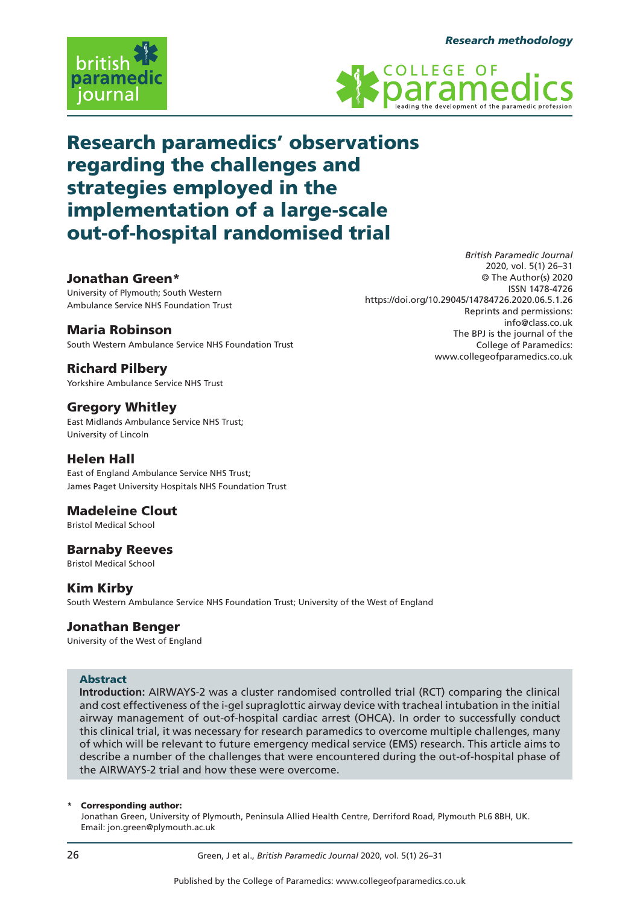*Research methodology*

# Research paramedics' observations regarding the challenges and strategies employed in the implementation of a large-scale out-of-hospital randomised trial

*British Paramedic Journal*
2020, vol. 5(1) 26–31
© The Author(s) 2020
ISSN 1478-4726
https://doi.org/10.29045/14784726.2020.06.5.1.26
Reprints and permissions: info@class.co.uk
The BPJ is the journal of the College of Paramedics: www.collegeofparamedics.co.uk

**Jonathan Green***
University of Plymouth; South Western Ambulance Service NHS Foundation Trust

**Maria Robinson**
South Western Ambulance Service NHS Foundation Trust

**Richard Pilbery**
Yorkshire Ambulance Service NHS Trust

**Gregory Whitley**
East Midlands Ambulance Service NHS Trust; University of Lincoln

**Helen Hall**
East of England Ambulance Service NHS Trust; James Paget University Hospitals NHS Foundation Trust

**Madeleine Clout**
Bristol Medical School

**Barnaby Reeves**
Bristol Medical School

**Kim Kirby**
South Western Ambulance Service NHS Foundation Trust; University of the West of England

**Jonathan Benger**
University of the West of England

## Abstract

**Introduction:** AIRWAYS-2 was a cluster randomised controlled trial (RCT) comparing the clinical and cost effectiveness of the i-gel supraglottic airway device with tracheal intubation in the initial airway management of out-of-hospital cardiac arrest (OHCA). In order to successfully conduct this clinical trial, it was necessary for research paramedics to overcome multiple challenges, many of which will be relevant to future emergency medical service (EMS) research. This article aims to describe a number of the challenges that were encountered during the out-of-hospital phase of the AIRWAYS-2 trial and how these were overcome.

\* **Corresponding author:**
Jonathan Green, University of Plymouth, Peninsula Allied Health Centre, Derriford Road, Plymouth PL6 8BH, UK.
Email: jon.green@plymouth.ac.uk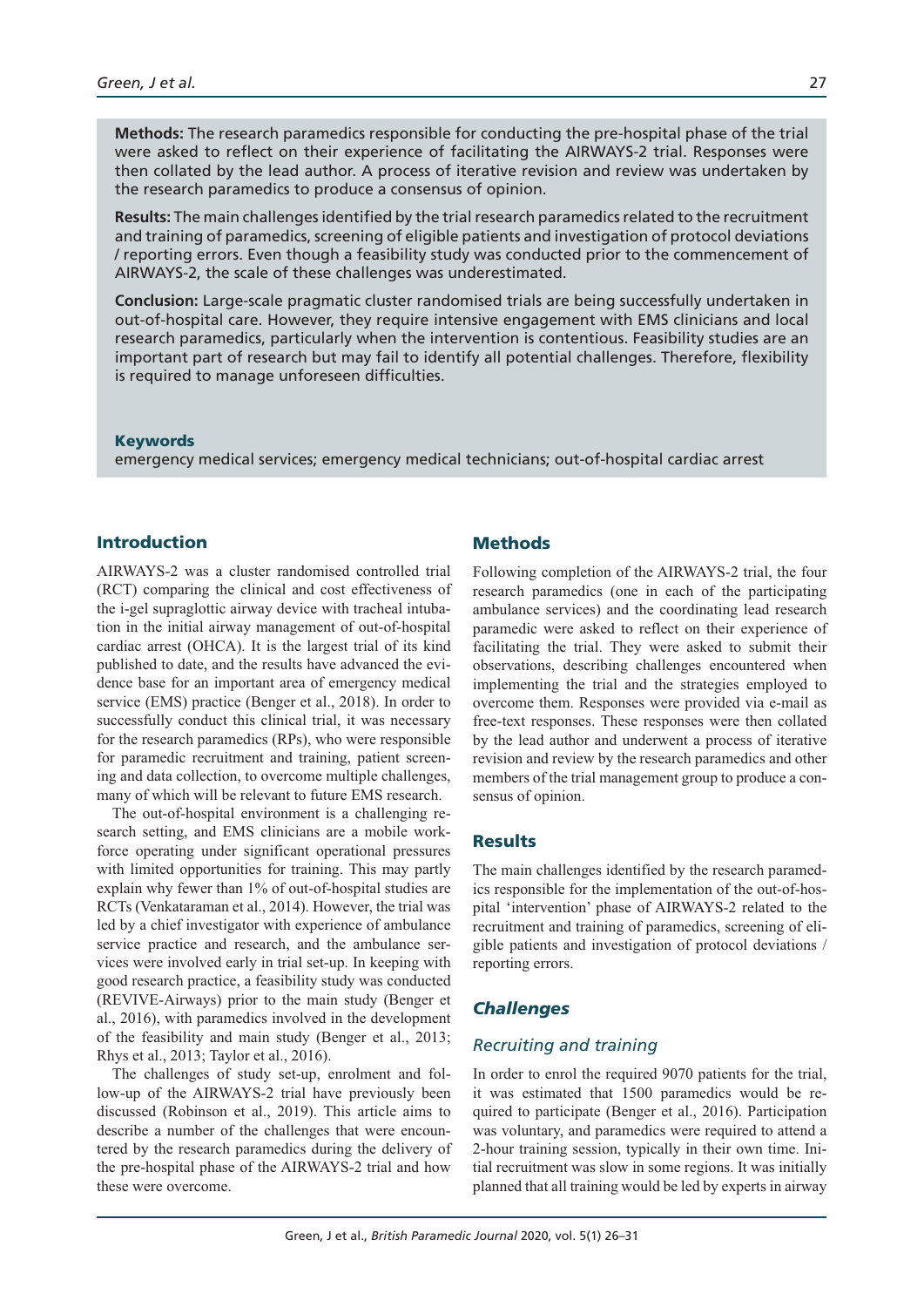**Methods:** The research paramedics responsible for conducting the pre-hospital phase of the trial were asked to reflect on their experience of facilitating the AIRWAYS-2 trial. Responses were then collated by the lead author. A process of iterative revision and review was undertaken by the research paramedics to produce a consensus of opinion.

**Results:** The main challenges identified by the trial research paramedics related to the recruitment and training of paramedics, screening of eligible patients and investigation of protocol deviations / reporting errors. Even though a feasibility study was conducted prior to the commencement of AIRWAYS-2, the scale of these challenges was underestimated.

**Conclusion:** Large-scale pragmatic cluster randomised trials are being successfully undertaken in out-of-hospital care. However, they require intensive engagement with EMS clinicians and local research paramedics, particularly when the intervention is contentious. Feasibility studies are an important part of research but may fail to identify all potential challenges. Therefore, flexibility is required to manage unforeseen difficulties.

**Keywords**

emergency medical services; emergency medical technicians; out-of-hospital cardiac arrest

## Introduction

AIRWAYS-2 was a cluster randomised controlled trial (RCT) comparing the clinical and cost effectiveness of the i-gel supraglottic airway device with tracheal intubation in the initial airway management of out-of-hospital cardiac arrest (OHCA). It is the largest trial of its kind published to date, and the results have advanced the evidence base for an important area of emergency medical service (EMS) practice (Benger et al., 2018). In order to successfully conduct this clinical trial, it was necessary for the research paramedics (RPs), who were responsible for paramedic recruitment and training, patient screening and data collection, to overcome multiple challenges, many of which will be relevant to future EMS research.

The out-of-hospital environment is a challenging research setting, and EMS clinicians are a mobile workforce operating under significant operational pressures with limited opportunities for training. This may partly explain why fewer than 1% of out-of-hospital studies are RCTs (Venkataraman et al., 2014). However, the trial was led by a chief investigator with experience of ambulance service practice and research, and the ambulance services were involved early in trial set-up. In keeping with good research practice, a feasibility study was conducted (REVIVE-Airways) prior to the main study (Benger et al., 2016), with paramedics involved in the development of the feasibility and main study (Benger et al., 2013; Rhys et al., 2013; Taylor et al., 2016).

The challenges of study set-up, enrolment and follow-up of the AIRWAYS-2 trial have previously been discussed (Robinson et al., 2019). This article aims to describe a number of the challenges that were encountered by the research paramedics during the delivery of the pre-hospital phase of the AIRWAYS-2 trial and how these were overcome.

## Methods

Following completion of the AIRWAYS-2 trial, the four research paramedics (one in each of the participating ambulance services) and the coordinating lead research paramedic were asked to reflect on their experience of facilitating the trial. They were asked to submit their observations, describing challenges encountered when implementing the trial and the strategies employed to overcome them. Responses were provided via e-mail as free-text responses. These responses were then collated by the lead author and underwent a process of iterative revision and review by the research paramedics and other members of the trial management group to produce a consensus of opinion.

## Results

The main challenges identified by the research paramedics responsible for the implementation of the out-of-hospital 'intervention' phase of AIRWAYS-2 related to the recruitment and training of paramedics, screening of eligible patients and investigation of protocol deviations / reporting errors.

## *Challenges*

### *Recruiting and training*

In order to enrol the required 9070 patients for the trial, it was estimated that 1500 paramedics would be required to participate (Benger et al., 2016). Participation was voluntary, and paramedics were required to attend a 2-hour training session, typically in their own time. Initial recruitment was slow in some regions. It was initially planned that all training would be led by experts in airway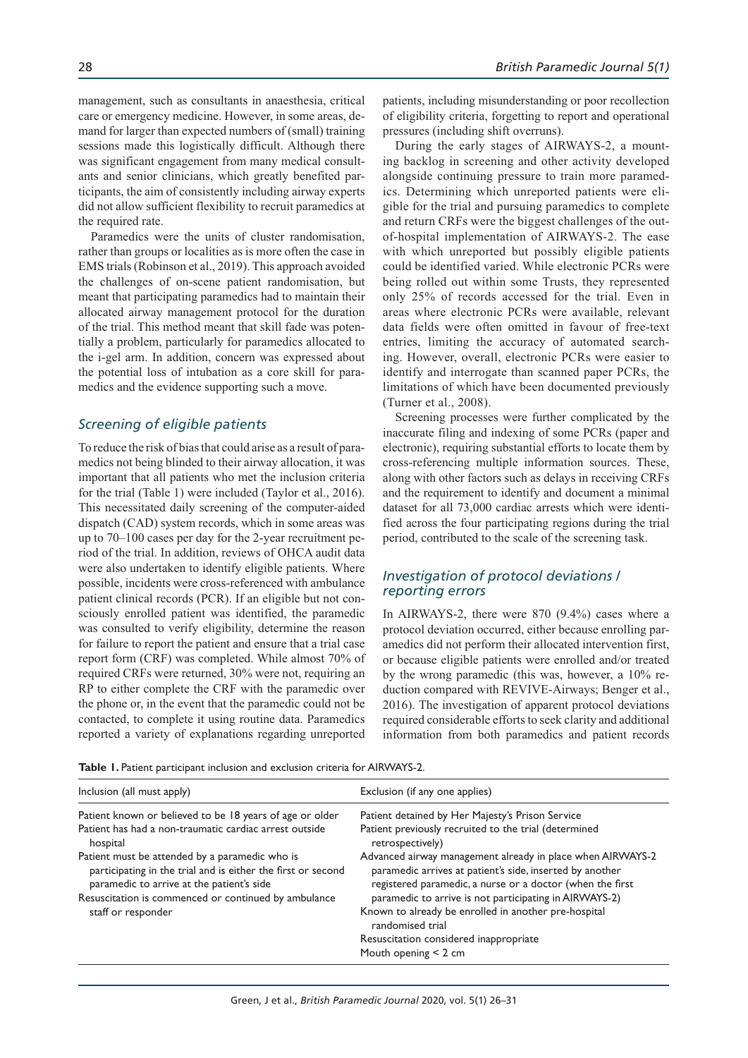management, such as consultants in anaesthesia, critical care or emergency medicine. However, in some areas, demand for larger than expected numbers of (small) training sessions made this logistically difficult. Although there was significant engagement from many medical consultants and senior clinicians, which greatly benefited participants, the aim of consistently including airway experts did not allow sufficient flexibility to recruit paramedics at the required rate.

Paramedics were the units of cluster randomisation, rather than groups or localities as is more often the case in EMS trials (Robinson et al., 2019). This approach avoided the challenges of on-scene patient randomisation, but meant that participating paramedics had to maintain their allocated airway management protocol for the duration of the trial. This method meant that skill fade was potentially a problem, particularly for paramedics allocated to the i-gel arm. In addition, concern was expressed about the potential loss of intubation as a core skill for paramedics and the evidence supporting such a move.

### *Screening of eligible patients*

To reduce the risk of bias that could arise as a result of paramedics not being blinded to their airway allocation, it was important that all patients who met the inclusion criteria for the trial (Table 1) were included (Taylor et al., 2016). This necessitated daily screening of the computer-aided dispatch (CAD) system records, which in some areas was up to 70–100 cases per day for the 2-year recruitment period of the trial. In addition, reviews of OHCA audit data were also undertaken to identify eligible patients. Where possible, incidents were cross-referenced with ambulance patient clinical records (PCR). If an eligible but not consciously enrolled patient was identified, the paramedic was consulted to verify eligibility, determine the reason for failure to report the patient and ensure that a trial case report form (CRF) was completed. While almost 70% of required CRFs were returned, 30% were not, requiring an RP to either complete the CRF with the paramedic over the phone or, in the event that the paramedic could not be contacted, to complete it using routine data. Paramedics reported a variety of explanations regarding unreported patients, including misunderstanding or poor recollection of eligibility criteria, forgetting to report and operational pressures (including shift overruns).

During the early stages of AIRWAYS-2, a mounting backlog in screening and other activity developed alongside continuing pressure to train more paramedics. Determining which unreported patients were eligible for the trial and pursuing paramedics to complete and return CRFs were the biggest challenges of the out-of-hospital implementation of AIRWAYS-2. The ease with which unreported but possibly eligible patients could be identified varied. While electronic PCRs were being rolled out within some Trusts, they represented only 25% of records accessed for the trial. Even in areas where electronic PCRs were available, relevant data fields were often omitted in favour of free-text entries, limiting the accuracy of automated searching. However, overall, electronic PCRs were easier to identify and interrogate than scanned paper PCRs, the limitations of which have been documented previously (Turner et al., 2008).

Screening processes were further complicated by the inaccurate filing and indexing of some PCRs (paper and electronic), requiring substantial efforts to locate them by cross-referencing multiple information sources. These, along with other factors such as delays in receiving CRFs and the requirement to identify and document a minimal dataset for all 73,000 cardiac arrests which were identified across the four participating regions during the trial period, contributed to the scale of the screening task.

### *Investigation of protocol deviations / reporting errors*

In AIRWAYS-2, there were 870 (9.4%) cases where a protocol deviation occurred, either because enrolling paramedics did not perform their allocated intervention first, or because eligible patients were enrolled and/or treated by the wrong paramedic (this was, however, a 10% reduction compared with REVIVE-Airways; Benger et al., 2016). The investigation of apparent protocol deviations required considerable efforts to seek clarity and additional information from both paramedics and patient records

**Table 1.** Patient participant inclusion and exclusion criteria for AIRWAYS-2.

| Inclusion (all must apply) | Exclusion (if any one applies) |
|---|---|
| Patient known or believed to be 18 years of age or older | Patient detained by Her Majesty's Prison Service |
| Patient has had a non-traumatic cardiac arrest outside hospital | Patient previously recruited to the trial (determined retrospectively) |
| Patient must be attended by a paramedic who is participating in the trial and is either the first or second paramedic to arrive at the patient's side | Advanced airway management already in place when AIRWAYS-2 paramedic arrives at patient's side, inserted by another registered paramedic, a nurse or a doctor (when the first paramedic to arrive is not participating in AIRWAYS-2) |
| Resuscitation is commenced or continued by ambulance staff or responder | Known to already be enrolled in another pre-hospital randomised trial |
| | Resuscitation considered inappropriate |
| | Mouth opening < 2 cm |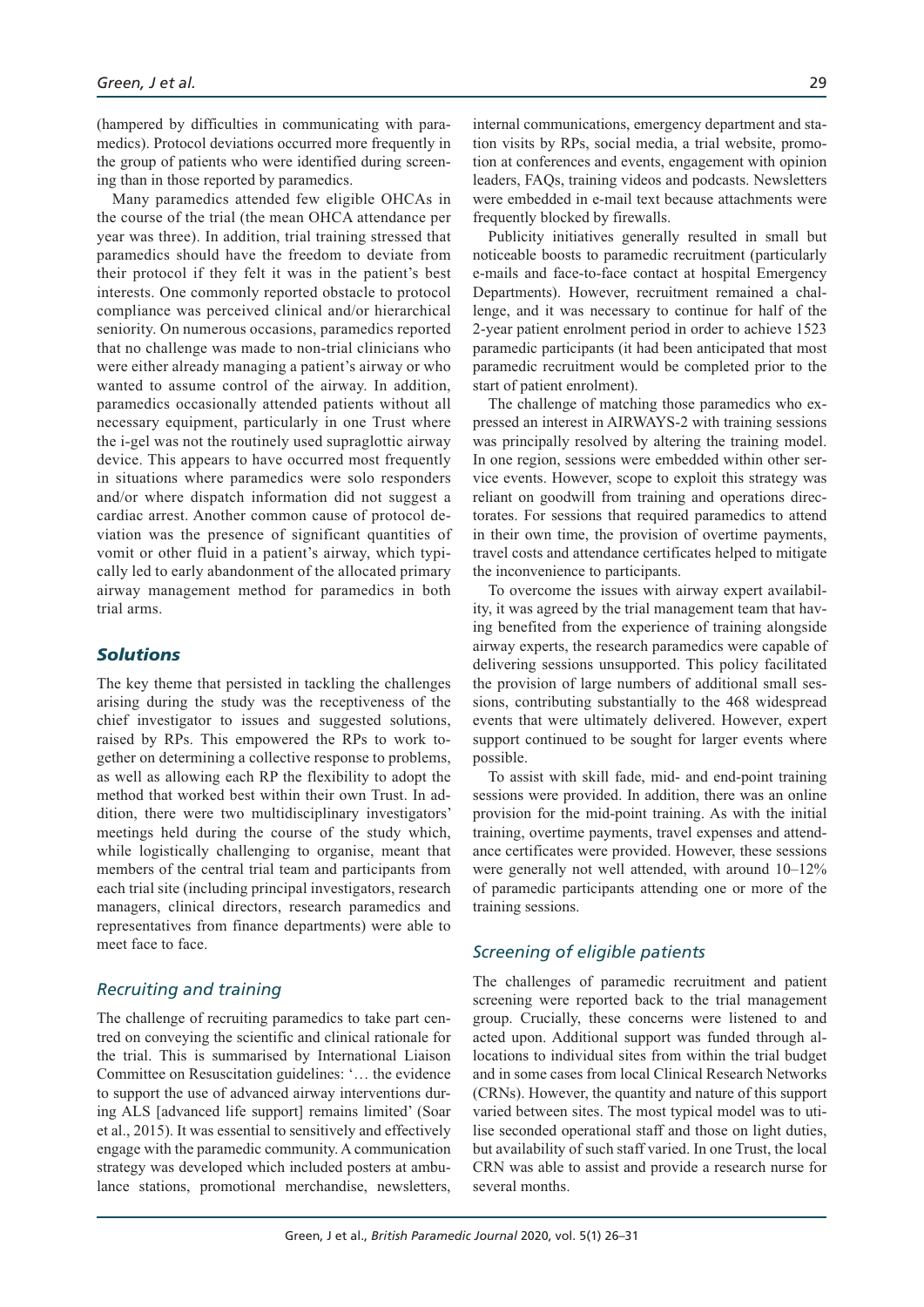(hampered by difficulties in communicating with paramedics). Protocol deviations occurred more frequently in the group of patients who were identified during screening than in those reported by paramedics.

Many paramedics attended few eligible OHCAs in the course of the trial (the mean OHCA attendance per year was three). In addition, trial training stressed that paramedics should have the freedom to deviate from their protocol if they felt it was in the patient's best interests. One commonly reported obstacle to protocol compliance was perceived clinical and/or hierarchical seniority. On numerous occasions, paramedics reported that no challenge was made to non-trial clinicians who were either already managing a patient's airway or who wanted to assume control of the airway. In addition, paramedics occasionally attended patients without all necessary equipment, particularly in one Trust where the i-gel was not the routinely used supraglottic airway device. This appears to have occurred most frequently in situations where paramedics were solo responders and/or where dispatch information did not suggest a cardiac arrest. Another common cause of protocol deviation was the presence of significant quantities of vomit or other fluid in a patient's airway, which typically led to early abandonment of the allocated primary airway management method for paramedics in both trial arms.

## Solutions

The key theme that persisted in tackling the challenges arising during the study was the receptiveness of the chief investigator to issues and suggested solutions, raised by RPs. This empowered the RPs to work together on determining a collective response to problems, as well as allowing each RP the flexibility to adopt the method that worked best within their own Trust. In addition, there were two multidisciplinary investigators' meetings held during the course of the study which, while logistically challenging to organise, meant that members of the central trial team and participants from each trial site (including principal investigators, research managers, clinical directors, research paramedics and representatives from finance departments) were able to meet face to face.

### Recruiting and training

The challenge of recruiting paramedics to take part centred on conveying the scientific and clinical rationale for the trial. This is summarised by International Liaison Committee on Resuscitation guidelines: '… the evidence to support the use of advanced airway interventions during ALS [advanced life support] remains limited' (Soar et al., 2015). It was essential to sensitively and effectively engage with the paramedic community. A communication strategy was developed which included posters at ambulance stations, promotional merchandise, newsletters, internal communications, emergency department and station visits by RPs, social media, a trial website, promotion at conferences and events, engagement with opinion leaders, FAQs, training videos and podcasts. Newsletters were embedded in e-mail text because attachments were frequently blocked by firewalls.

Publicity initiatives generally resulted in small but noticeable boosts to paramedic recruitment (particularly e-mails and face-to-face contact at hospital Emergency Departments). However, recruitment remained a challenge, and it was necessary to continue for half of the 2-year patient enrolment period in order to achieve 1523 paramedic participants (it had been anticipated that most paramedic recruitment would be completed prior to the start of patient enrolment).

The challenge of matching those paramedics who expressed an interest in AIRWAYS-2 with training sessions was principally resolved by altering the training model. In one region, sessions were embedded within other service events. However, scope to exploit this strategy was reliant on goodwill from training and operations directorates. For sessions that required paramedics to attend in their own time, the provision of overtime payments, travel costs and attendance certificates helped to mitigate the inconvenience to participants.

To overcome the issues with airway expert availability, it was agreed by the trial management team that having benefited from the experience of training alongside airway experts, the research paramedics were capable of delivering sessions unsupported. This policy facilitated the provision of large numbers of additional small sessions, contributing substantially to the 468 widespread events that were ultimately delivered. However, expert support continued to be sought for larger events where possible.

To assist with skill fade, mid- and end-point training sessions were provided. In addition, there was an online provision for the mid-point training. As with the initial training, overtime payments, travel expenses and attendance certificates were provided. However, these sessions were generally not well attended, with around 10–12% of paramedic participants attending one or more of the training sessions.

### Screening of eligible patients

The challenges of paramedic recruitment and patient screening were reported back to the trial management group. Crucially, these concerns were listened to and acted upon. Additional support was funded through allocations to individual sites from within the trial budget and in some cases from local Clinical Research Networks (CRNs). However, the quantity and nature of this support varied between sites. The most typical model was to utilise seconded operational staff and those on light duties, but availability of such staff varied. In one Trust, the local CRN was able to assist and provide a research nurse for several months.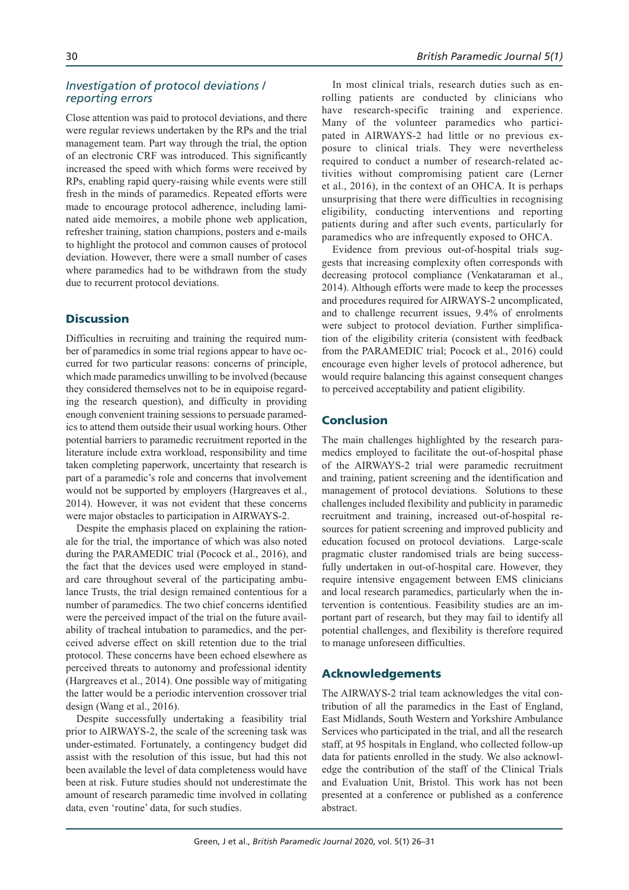### *Investigation of protocol deviations / reporting errors*

Close attention was paid to protocol deviations, and there were regular reviews undertaken by the RPs and the trial management team. Part way through the trial, the option of an electronic CRF was introduced. This significantly increased the speed with which forms were received by RPs, enabling rapid query-raising while events were still fresh in the minds of paramedics. Repeated efforts were made to encourage protocol adherence, including laminated aide memoires, a mobile phone web application, refresher training, station champions, posters and e-mails to highlight the protocol and common causes of protocol deviation. However, there were a small number of cases where paramedics had to be withdrawn from the study due to recurrent protocol deviations.

## Discussion

Difficulties in recruiting and training the required number of paramedics in some trial regions appear to have occurred for two particular reasons: concerns of principle, which made paramedics unwilling to be involved (because they considered themselves not to be in equipoise regarding the research question), and difficulty in providing enough convenient training sessions to persuade paramedics to attend them outside their usual working hours. Other potential barriers to paramedic recruitment reported in the literature include extra workload, responsibility and time taken completing paperwork, uncertainty that research is part of a paramedic's role and concerns that involvement would not be supported by employers (Hargreaves et al., 2014). However, it was not evident that these concerns were major obstacles to participation in AIRWAYS-2.

Despite the emphasis placed on explaining the rationale for the trial, the importance of which was also noted during the PARAMEDIC trial (Pocock et al., 2016), and the fact that the devices used were employed in standard care throughout several of the participating ambulance Trusts, the trial design remained contentious for a number of paramedics. The two chief concerns identified were the perceived impact of the trial on the future availability of tracheal intubation to paramedics, and the perceived adverse effect on skill retention due to the trial protocol. These concerns have been echoed elsewhere as perceived threats to autonomy and professional identity (Hargreaves et al., 2014). One possible way of mitigating the latter would be a periodic intervention crossover trial design (Wang et al., 2016).

Despite successfully undertaking a feasibility trial prior to AIRWAYS-2, the scale of the screening task was under-estimated. Fortunately, a contingency budget did assist with the resolution of this issue, but had this not been available the level of data completeness would have been at risk. Future studies should not underestimate the amount of research paramedic time involved in collating data, even 'routine' data, for such studies.

In most clinical trials, research duties such as enrolling patients are conducted by clinicians who have research-specific training and experience. Many of the volunteer paramedics who participated in AIRWAYS-2 had little or no previous exposure to clinical trials. They were nevertheless required to conduct a number of research-related activities without compromising patient care (Lerner et al., 2016), in the context of an OHCA. It is perhaps unsurprising that there were difficulties in recognising eligibility, conducting interventions and reporting patients during and after such events, particularly for paramedics who are infrequently exposed to OHCA.

Evidence from previous out-of-hospital trials suggests that increasing complexity often corresponds with decreasing protocol compliance (Venkataraman et al., 2014). Although efforts were made to keep the processes and procedures required for AIRWAYS-2 uncomplicated, and to challenge recurrent issues, 9.4% of enrolments were subject to protocol deviation. Further simplification of the eligibility criteria (consistent with feedback from the PARAMEDIC trial; Pocock et al., 2016) could encourage even higher levels of protocol adherence, but would require balancing this against consequent changes to perceived acceptability and patient eligibility.

## Conclusion

The main challenges highlighted by the research paramedics employed to facilitate the out-of-hospital phase of the AIRWAYS-2 trial were paramedic recruitment and training, patient screening and the identification and management of protocol deviations. Solutions to these challenges included flexibility and publicity in paramedic recruitment and training, increased out-of-hospital resources for patient screening and improved publicity and education focused on protocol deviations. Large-scale pragmatic cluster randomised trials are being successfully undertaken in out-of-hospital care. However, they require intensive engagement between EMS clinicians and local research paramedics, particularly when the intervention is contentious. Feasibility studies are an important part of research, but they may fail to identify all potential challenges, and flexibility is therefore required to manage unforeseen difficulties.

## Acknowledgements

The AIRWAYS-2 trial team acknowledges the vital contribution of all the paramedics in the East of England, East Midlands, South Western and Yorkshire Ambulance Services who participated in the trial, and all the research staff, at 95 hospitals in England, who collected follow-up data for patients enrolled in the study. We also acknowledge the contribution of the staff of the Clinical Trials and Evaluation Unit, Bristol. This work has not been presented at a conference or published as a conference abstract.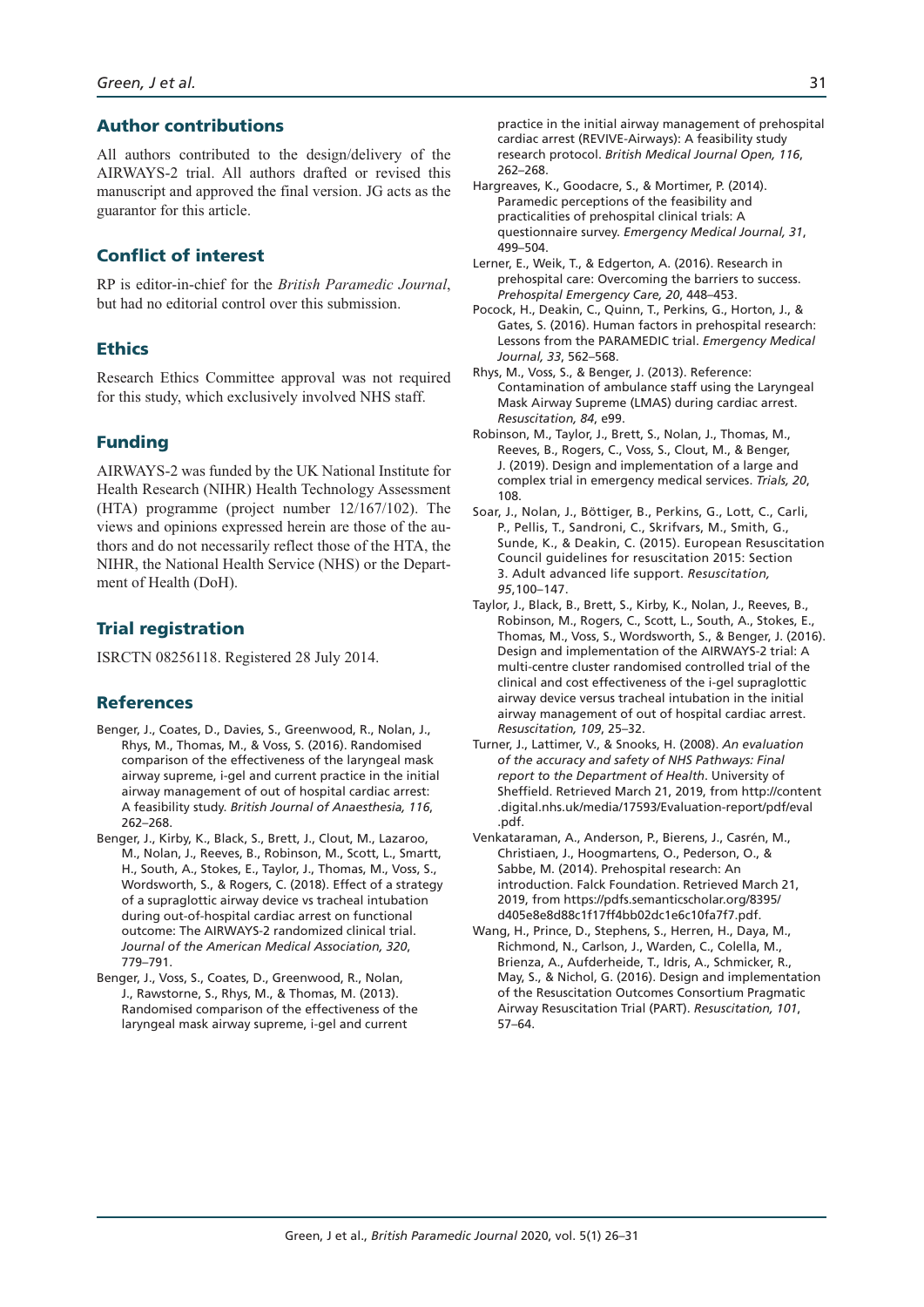## Author contributions

All authors contributed to the design/delivery of the AIRWAYS-2 trial. All authors drafted or revised this manuscript and approved the final version. JG acts as the guarantor for this article.

## Conflict of interest

RP is editor-in-chief for the *British Paramedic Journal*, but had no editorial control over this submission.

## Ethics

Research Ethics Committee approval was not required for this study, which exclusively involved NHS staff.

## Funding

AIRWAYS-2 was funded by the UK National Institute for Health Research (NIHR) Health Technology Assessment (HTA) programme (project number 12/167/102). The views and opinions expressed herein are those of the authors and do not necessarily reflect those of the HTA, the NIHR, the National Health Service (NHS) or the Department of Health (DoH).

## Trial registration

ISRCTN 08256118. Registered 28 July 2014.

## References

Benger, J., Coates, D., Davies, S., Greenwood, R., Nolan, J., Rhys, M., Thomas, M., & Voss, S. (2016). Randomised comparison of the effectiveness of the laryngeal mask airway supreme, i-gel and current practice in the initial airway management of out of hospital cardiac arrest: A feasibility study. *British Journal of Anaesthesia, 116*, 262–268.

Benger, J., Kirby, K., Black, S., Brett, S., Clout, M., Lazaroo, M., Nolan, J., Reeves, B., Robinson, M., Scott, L., Smartt, H., South, A., Stokes, E., Taylor, J., Thomas, M., Voss, S., Wordsworth, S., & Rogers, C. (2018). Effect of a strategy of a supraglottic airway device vs tracheal intubation during out-of-hospital cardiac arrest on functional outcome: The AIRWAYS-2 randomized clinical trial. *Journal of the American Medical Association, 320*, 779–791.

Benger, J., Voss, S., Coates, D., Greenwood, R., Nolan, J., Rawstorne, S., Rhys, M., & Thomas, M. (2013). Randomised comparison of the effectiveness of the laryngeal mask airway supreme, i-gel and current practice in the initial airway management of prehospital cardiac arrest (REVIVE-Airways): A feasibility study research protocol. *British Medical Journal Open, 116*, 262–268.

Hargreaves, K., Goodacre, S., & Mortimer, P. (2014). Paramedic perceptions of the feasibility and practicalities of prehospital clinical trials: A questionnaire survey. *Emergency Medical Journal, 31*, 499–504.

Lerner, E., Weik, T., & Edgerton, A. (2016). Research in prehospital care: Overcoming the barriers to success. *Prehospital Emergency Care, 20*, 448–453.

Pocock, H., Deakin, C., Quinn, T., Perkins, G., Horton, J., & Gates, S. (2016). Human factors in prehospital research: Lessons from the PARAMEDIC trial. *Emergency Medical Journal, 33*, 562–568.

Rhys, M., Voss, S., & Benger, J. (2013). Reference: Contamination of ambulance staff using the Laryngeal Mask Airway Supreme (LMAS) during cardiac arrest. *Resuscitation, 84*, e99.

Robinson, M., Taylor, J., Brett, S., Nolan, J., Thomas, M., Reeves, B., Rogers, C., Voss, S., Clout, M., & Benger, J. (2019). Design and implementation of a large and complex trial in emergency medical services. *Trials, 20*, 108.

Soar, J., Nolan, J., Böttiger, B., Perkins, G., Lott, C., Carli, P., Pellis, T., Sandroni, C., Skrifvars, M., Smith, G., Sunde, K., & Deakin, C. (2015). European Resuscitation Council guidelines for resuscitation 2015: Section 3. Adult advanced life support. *Resuscitation, 95*,100–147.

Taylor, J., Black, B., Brett, S., Kirby, K., Nolan, J., Reeves, B., Robinson, M., Rogers, C., Scott, L., South, A., Stokes, E., Thomas, M., Voss, S., Wordsworth, S., & Benger, J. (2016). Design and implementation of the AIRWAYS-2 trial: A multi-centre cluster randomised controlled trial of the clinical and cost effectiveness of the i-gel supraglottic airway device versus tracheal intubation in the initial airway management of out of hospital cardiac arrest. *Resuscitation, 109*, 25–32.

Turner, J., Lattimer, V., & Snooks, H. (2008). *An evaluation of the accuracy and safety of NHS Pathways: Final report to the Department of Health*. University of Sheffield. Retrieved March 21, 2019, from http://content.digital.nhs.uk/media/17593/Evaluation-report/pdf/eval.pdf.

Venkataraman, A., Anderson, P., Bierens, J., Casrén, M., Christiaen, J., Hoogmartens, O., Pederson, O., & Sabbe, M. (2014). Prehospital research: An introduction. Falck Foundation. Retrieved March 21, 2019, from https://pdfs.semanticscholar.org/8395/d405e8e8d88c1f17ff4bb02dc1e6c10fa7f7.pdf.

Wang, H., Prince, D., Stephens, S., Herren, H., Daya, M., Richmond, N., Carlson, J., Warden, C., Colella, M., Brienza, A., Aufderheide, T., Idris, A., Schmicker, R., May, S., & Nichol, G. (2016). Design and implementation of the Resuscitation Outcomes Consortium Pragmatic Airway Resuscitation Trial (PART). *Resuscitation, 101*, 57–64.